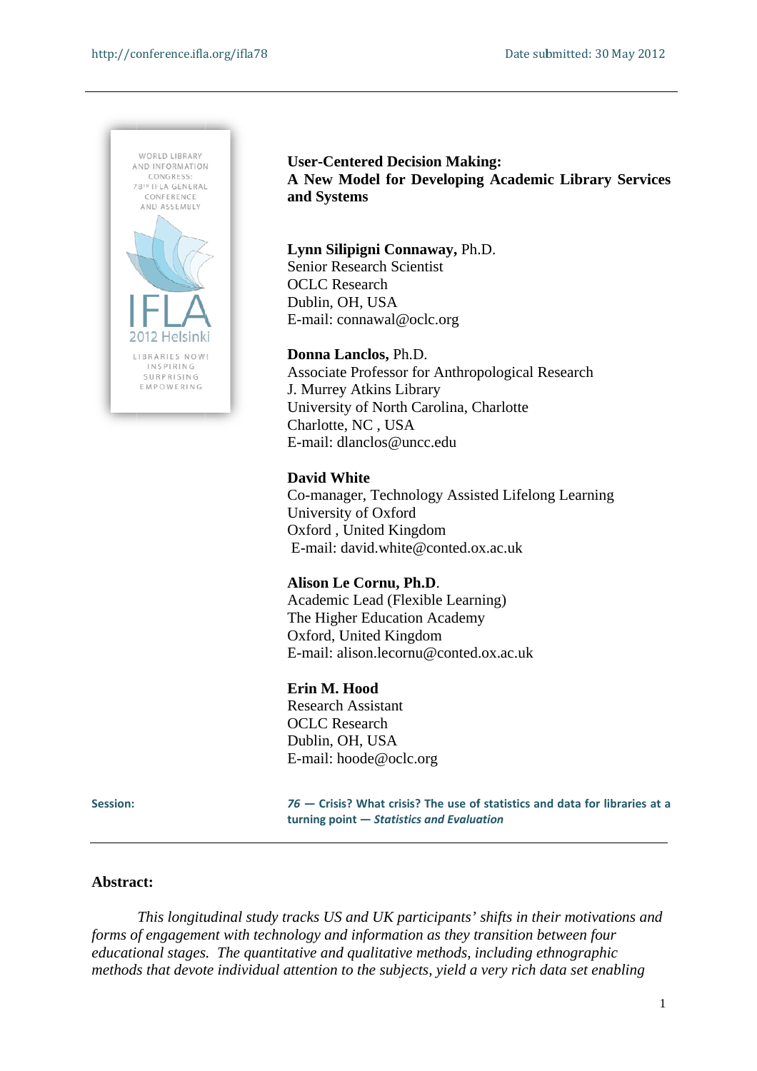http://conference.ifla.org/ifla78 Date submitted: 30 May 2012

WORLD LIBRARY AND INFORMATION CONGRESS: 78TH IFLA GENERAL CONFERENCE AND ASSEMBLY

IFLA 2012 Helsinki

LIBRARIES NOW! INSPIRING SURPRISING EMPOWERING

# User-Centered Decision Making: A New Model for Developing Academic Library Services and Systems

**Lynn Silipigni Connaway,** Ph.D.
Senior Research Scientist
OCLC Research
Dublin, OH, USA
E-mail: connawal@oclc.org

**Donna Lanclos,** Ph.D.
Associate Professor for Anthropological Research
J. Murrey Atkins Library
University of North Carolina, Charlotte
Charlotte, NC , USA
E-mail: dlanclos@uncc.edu

**David White**
Co-manager, Technology Assisted Lifelong Learning
University of Oxford
Oxford , United Kingdom
E-mail: david.white@conted.ox.ac.uk

**Alison Le Cornu, Ph.D**.
Academic Lead (Flexible Learning)
The Higher Education Academy
Oxford, United Kingdom
E-mail: alison.lecornu@conted.ox.ac.uk

**Erin M. Hood**
Research Assistant
OCLC Research
Dublin, OH, USA
E-mail: hoode@oclc.org

**Session:** **76 — Crisis? What crisis? The use of statistics and data for libraries at a turning point — *Statistics and Evaluation***

---

## Abstract:

*This longitudinal study tracks US and UK participants' shifts in their motivations and forms of engagement with technology and information as they transition between four educational stages. The quantitative and qualitative methods, including ethnographic methods that devote individual attention to the subjects, yield a very rich data set enabling*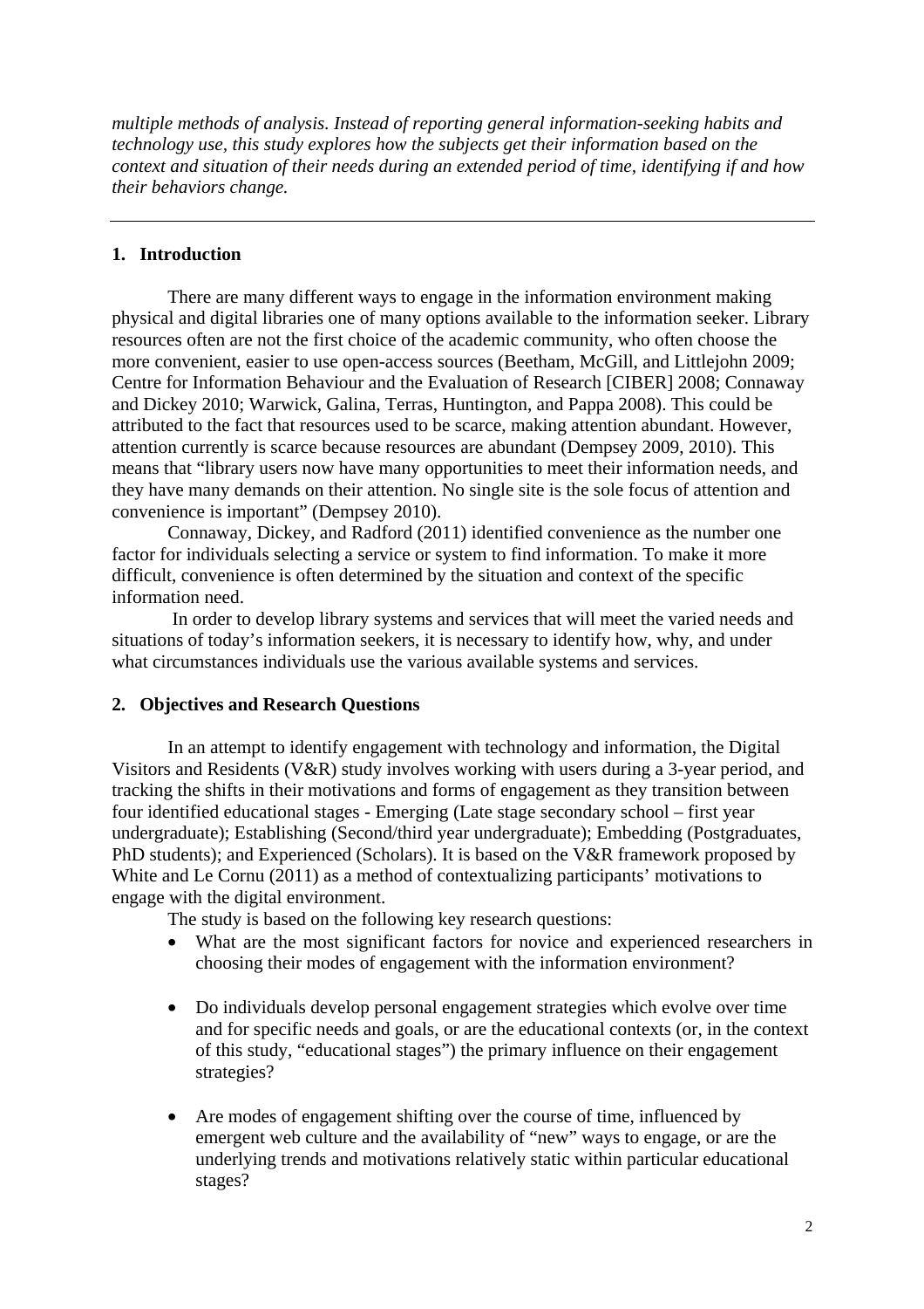*multiple methods of analysis. Instead of reporting general information-seeking habits and technology use, this study explores how the subjects get their information based on the context and situation of their needs during an extended period of time, identifying if and how their behaviors change.*

---

## 1. Introduction

There are many different ways to engage in the information environment making physical and digital libraries one of many options available to the information seeker. Library resources often are not the first choice of the academic community, who often choose the more convenient, easier to use open-access sources (Beetham, McGill, and Littlejohn 2009; Centre for Information Behaviour and the Evaluation of Research [CIBER] 2008; Connaway and Dickey 2010; Warwick, Galina, Terras, Huntington, and Pappa 2008). This could be attributed to the fact that resources used to be scarce, making attention abundant. However, attention currently is scarce because resources are abundant (Dempsey 2009, 2010). This means that "library users now have many opportunities to meet their information needs, and they have many demands on their attention. No single site is the sole focus of attention and convenience is important" (Dempsey 2010).

Connaway, Dickey, and Radford (2011) identified convenience as the number one factor for individuals selecting a service or system to find information. To make it more difficult, convenience is often determined by the situation and context of the specific information need.

In order to develop library systems and services that will meet the varied needs and situations of today's information seekers, it is necessary to identify how, why, and under what circumstances individuals use the various available systems and services.

## 2. Objectives and Research Questions

In an attempt to identify engagement with technology and information, the Digital Visitors and Residents (V&R) study involves working with users during a 3-year period, and tracking the shifts in their motivations and forms of engagement as they transition between four identified educational stages - Emerging (Late stage secondary school – first year undergraduate); Establishing (Second/third year undergraduate); Embedding (Postgraduates, PhD students); and Experienced (Scholars). It is based on the V&R framework proposed by White and Le Cornu (2011) as a method of contextualizing participants' motivations to engage with the digital environment.

The study is based on the following key research questions:

- What are the most significant factors for novice and experienced researchers in choosing their modes of engagement with the information environment?
- Do individuals develop personal engagement strategies which evolve over time and for specific needs and goals, or are the educational contexts (or, in the context of this study, "educational stages") the primary influence on their engagement strategies?
- Are modes of engagement shifting over the course of time, influenced by emergent web culture and the availability of "new" ways to engage, or are the underlying trends and motivations relatively static within particular educational stages?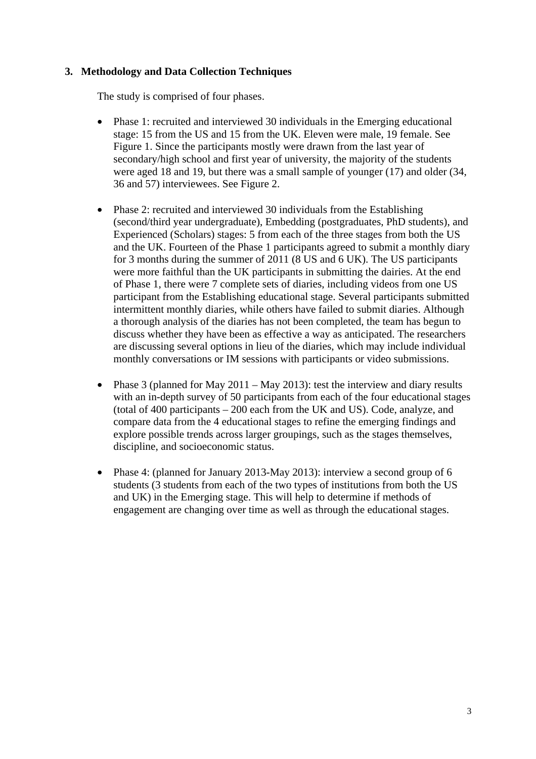### 3. Methodology and Data Collection Techniques

The study is comprised of four phases.

- Phase 1: recruited and interviewed 30 individuals in the Emerging educational stage: 15 from the US and 15 from the UK. Eleven were male, 19 female. See Figure 1. Since the participants mostly were drawn from the last year of secondary/high school and first year of university, the majority of the students were aged 18 and 19, but there was a small sample of younger (17) and older (34, 36 and 57) interviewees. See Figure 2.

- Phase 2: recruited and interviewed 30 individuals from the Establishing (second/third year undergraduate), Embedding (postgraduates, PhD students), and Experienced (Scholars) stages: 5 from each of the three stages from both the US and the UK. Fourteen of the Phase 1 participants agreed to submit a monthly diary for 3 months during the summer of 2011 (8 US and 6 UK). The US participants were more faithful than the UK participants in submitting the dairies. At the end of Phase 1, there were 7 complete sets of diaries, including videos from one US participant from the Establishing educational stage. Several participants submitted intermittent monthly diaries, while others have failed to submit diaries. Although a thorough analysis of the diaries has not been completed, the team has begun to discuss whether they have been as effective a way as anticipated. The researchers are discussing several options in lieu of the diaries, which may include individual monthly conversations or IM sessions with participants or video submissions.

- Phase 3 (planned for May 2011 – May 2013): test the interview and diary results with an in-depth survey of 50 participants from each of the four educational stages (total of 400 participants – 200 each from the UK and US). Code, analyze, and compare data from the 4 educational stages to refine the emerging findings and explore possible trends across larger groupings, such as the stages themselves, discipline, and socioeconomic status.

- Phase 4: (planned for January 2013-May 2013): interview a second group of 6 students (3 students from each of the two types of institutions from both the US and UK) in the Emerging stage. This will help to determine if methods of engagement are changing over time as well as through the educational stages.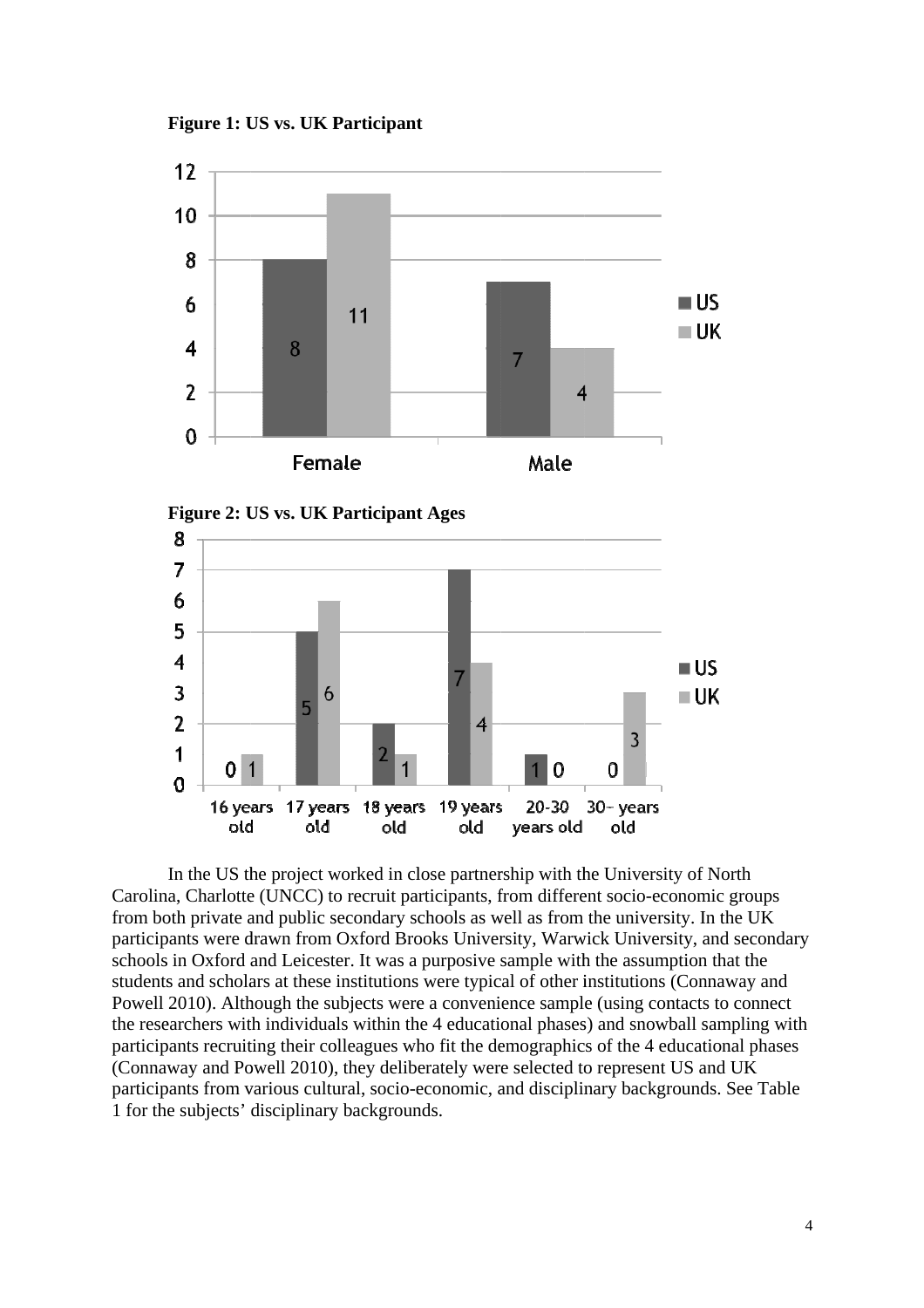**Figure 1: US vs. UK Participant**

**Figure 2: US vs. UK Participant Ages**

In the US the project worked in close partnership with the University of North Carolina, Charlotte (UNCC) to recruit participants, from different socio-economic groups from both private and public secondary schools as well as from the university. In the UK participants were drawn from Oxford Brooks University, Warwick University, and secondary schools in Oxford and Leicester. It was a purposive sample with the assumption that the students and scholars at these institutions were typical of other institutions (Connaway and Powell 2010). Although the subjects were a convenience sample (using contacts to connect the researchers with individuals within the 4 educational phases) and snowball sampling with participants recruiting their colleagues who fit the demographics of the 4 educational phases (Connaway and Powell 2010), they deliberately were selected to represent US and UK participants from various cultural, socio-economic, and disciplinary backgrounds. See Table 1 for the subjects' disciplinary backgrounds.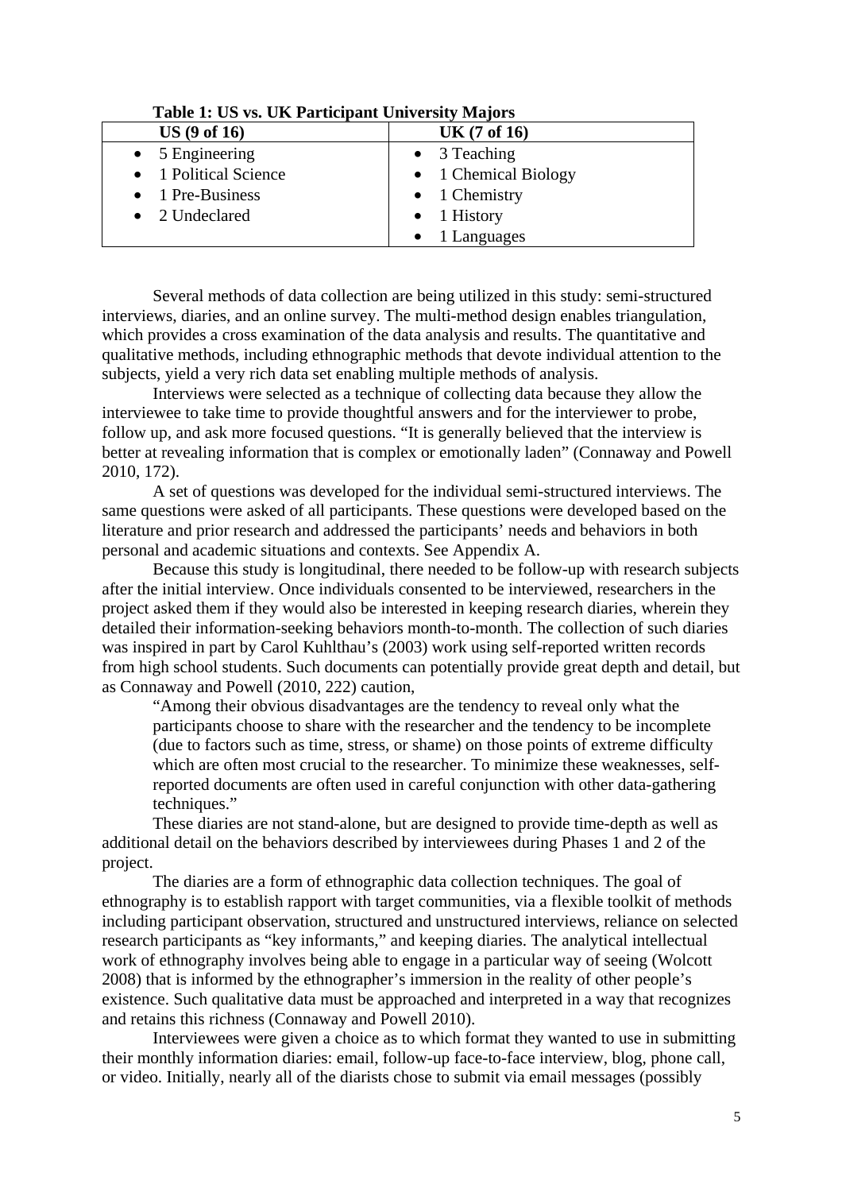**Table 1: US vs. UK Participant University Majors**

| US (9 of 16) | UK (7 of 16) |
|---|---|
| • 5 Engineering<br>• 1 Political Science<br>• 1 Pre-Business<br>• 2 Undeclared | • 3 Teaching<br>• 1 Chemical Biology<br>• 1 Chemistry<br>• 1 History<br>• 1 Languages |

Several methods of data collection are being utilized in this study: semi-structured interviews, diaries, and an online survey. The multi-method design enables triangulation, which provides a cross examination of the data analysis and results. The quantitative and qualitative methods, including ethnographic methods that devote individual attention to the subjects, yield a very rich data set enabling multiple methods of analysis.

Interviews were selected as a technique of collecting data because they allow the interviewee to take time to provide thoughtful answers and for the interviewer to probe, follow up, and ask more focused questions. "It is generally believed that the interview is better at revealing information that is complex or emotionally laden" (Connaway and Powell 2010, 172).

A set of questions was developed for the individual semi-structured interviews. The same questions were asked of all participants. These questions were developed based on the literature and prior research and addressed the participants' needs and behaviors in both personal and academic situations and contexts. See Appendix A.

Because this study is longitudinal, there needed to be follow-up with research subjects after the initial interview. Once individuals consented to be interviewed, researchers in the project asked them if they would also be interested in keeping research diaries, wherein they detailed their information-seeking behaviors month-to-month. The collection of such diaries was inspired in part by Carol Kuhlthau's (2003) work using self-reported written records from high school students. Such documents can potentially provide great depth and detail, but as Connaway and Powell (2010, 222) caution,

> "Among their obvious disadvantages are the tendency to reveal only what the participants choose to share with the researcher and the tendency to be incomplete (due to factors such as time, stress, or shame) on those points of extreme difficulty which are often most crucial to the researcher. To minimize these weaknesses, self-reported documents are often used in careful conjunction with other data-gathering techniques."

These diaries are not stand-alone, but are designed to provide time-depth as well as additional detail on the behaviors described by interviewees during Phases 1 and 2 of the project.

The diaries are a form of ethnographic data collection techniques. The goal of ethnography is to establish rapport with target communities, via a flexible toolkit of methods including participant observation, structured and unstructured interviews, reliance on selected research participants as "key informants," and keeping diaries. The analytical intellectual work of ethnography involves being able to engage in a particular way of seeing (Wolcott 2008) that is informed by the ethnographer's immersion in the reality of other people's existence. Such qualitative data must be approached and interpreted in a way that recognizes and retains this richness (Connaway and Powell 2010).

Interviewees were given a choice as to which format they wanted to use in submitting their monthly information diaries: email, follow-up face-to-face interview, blog, phone call, or video. Initially, nearly all of the diarists chose to submit via email messages (possibly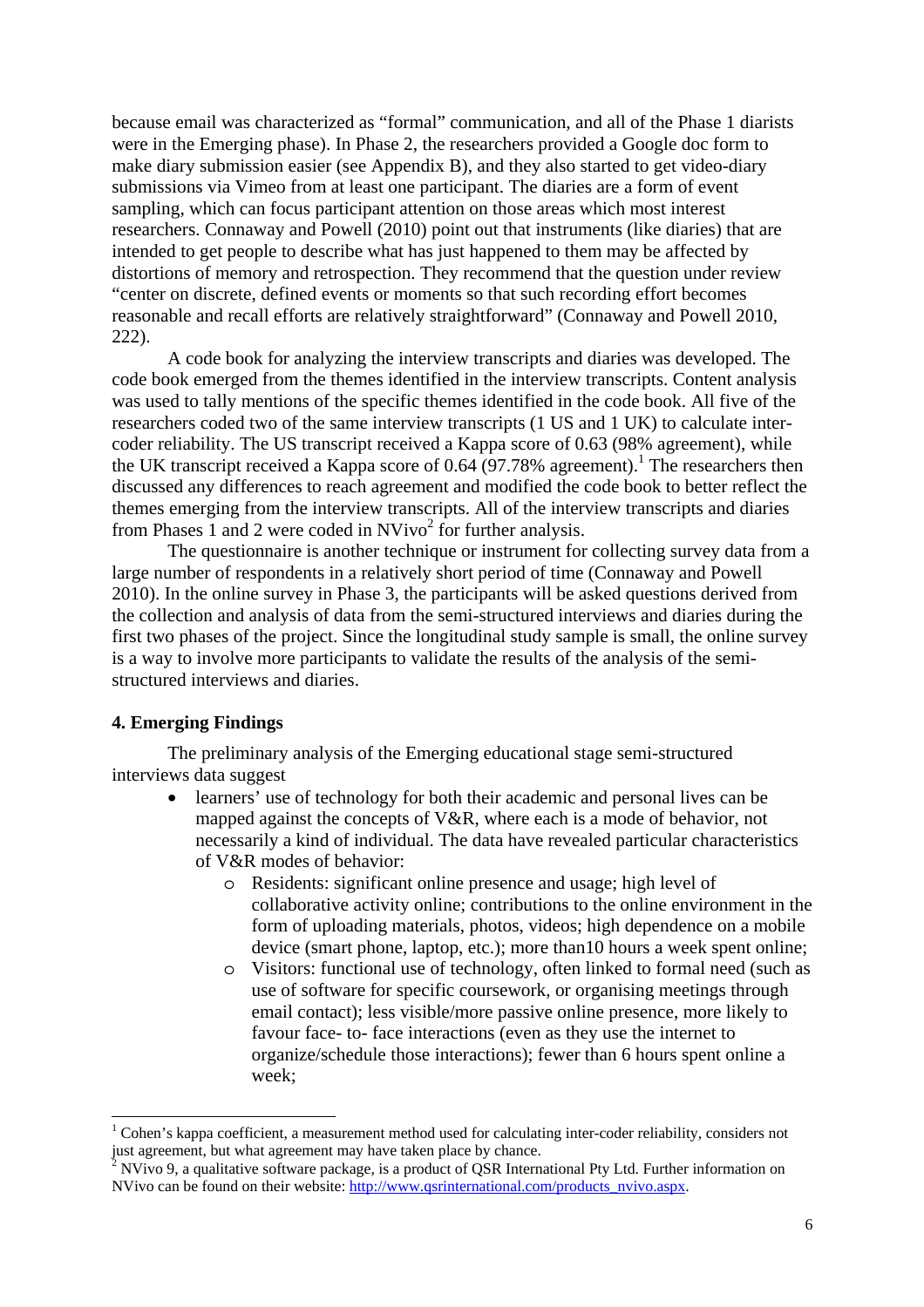because email was characterized as "formal" communication, and all of the Phase 1 diarists were in the Emerging phase). In Phase 2, the researchers provided a Google doc form to make diary submission easier (see Appendix B), and they also started to get video-diary submissions via Vimeo from at least one participant. The diaries are a form of event sampling, which can focus participant attention on those areas which most interest researchers. Connaway and Powell (2010) point out that instruments (like diaries) that are intended to get people to describe what has just happened to them may be affected by distortions of memory and retrospection. They recommend that the question under review "center on discrete, defined events or moments so that such recording effort becomes reasonable and recall efforts are relatively straightforward" (Connaway and Powell 2010, 222).

A code book for analyzing the interview transcripts and diaries was developed. The code book emerged from the themes identified in the interview transcripts. Content analysis was used to tally mentions of the specific themes identified in the code book. All five of the researchers coded two of the same interview transcripts (1 US and 1 UK) to calculate inter-coder reliability. The US transcript received a Kappa score of 0.63 (98% agreement), while the UK transcript received a Kappa score of 0.64 (97.78% agreement).[1] The researchers then discussed any differences to reach agreement and modified the code book to better reflect the themes emerging from the interview transcripts. All of the interview transcripts and diaries from Phases 1 and 2 were coded in NVivo[2] for further analysis.

The questionnaire is another technique or instrument for collecting survey data from a large number of respondents in a relatively short period of time (Connaway and Powell 2010). In the online survey in Phase 3, the participants will be asked questions derived from the collection and analysis of data from the semi-structured interviews and diaries during the first two phases of the project. Since the longitudinal study sample is small, the online survey is a way to involve more participants to validate the results of the analysis of the semi-structured interviews and diaries.

### 4. Emerging Findings

The preliminary analysis of the Emerging educational stage semi-structured interviews data suggest

- learners' use of technology for both their academic and personal lives can be mapped against the concepts of V&R, where each is a mode of behavior, not necessarily a kind of individual. The data have revealed particular characteristics of V&R modes of behavior:
    - Residents: significant online presence and usage; high level of collaborative activity online; contributions to the online environment in the form of uploading materials, photos, videos; high dependence on a mobile device (smart phone, laptop, etc.); more than10 hours a week spent online;
    - Visitors: functional use of technology, often linked to formal need (such as use of software for specific coursework, or organising meetings through email contact); less visible/more passive online presence, more likely to favour face- to- face interactions (even as they use the internet to organize/schedule those interactions); fewer than 6 hours spent online a week;

---

[1] Cohen's kappa coefficient, a measurement method used for calculating inter-coder reliability, considers not just agreement, but what agreement may have taken place by chance.

[2] NVivo 9, a qualitative software package, is a product of QSR International Pty Ltd. Further information on NVivo can be found on their website: http://www.qsrinternational.com/products_nvivo.aspx.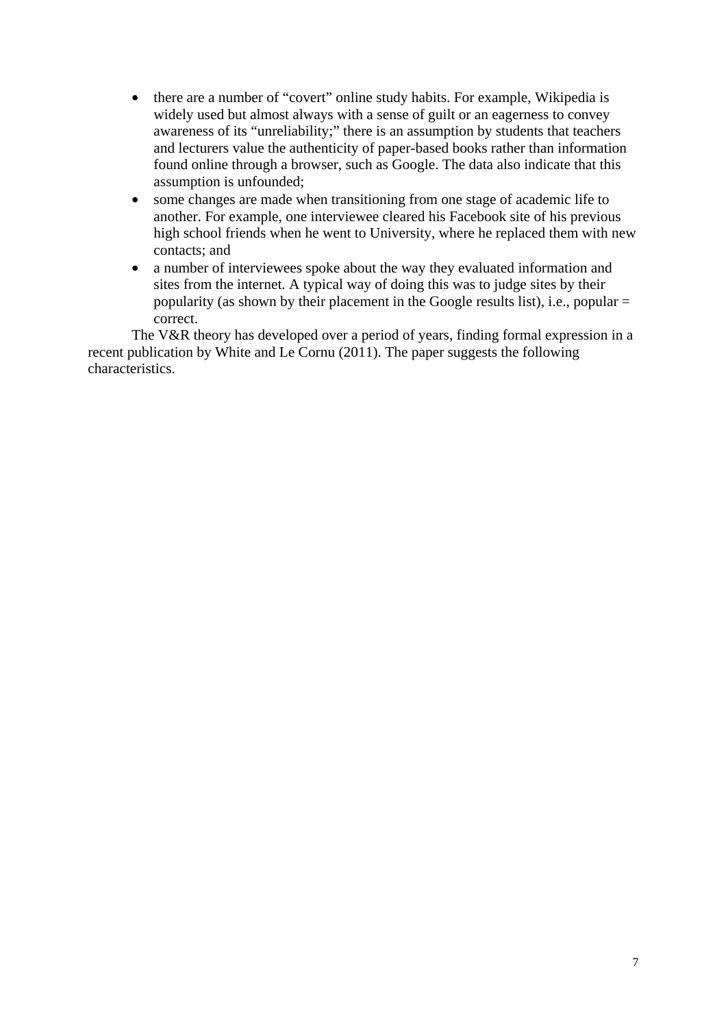- there are a number of "covert" online study habits. For example, Wikipedia is widely used but almost always with a sense of guilt or an eagerness to convey awareness of its "unreliability;" there is an assumption by students that teachers and lecturers value the authenticity of paper-based books rather than information found online through a browser, such as Google. The data also indicate that this assumption is unfounded;
- some changes are made when transitioning from one stage of academic life to another. For example, one interviewee cleared his Facebook site of his previous high school friends when he went to University, where he replaced them with new contacts; and
- a number of interviewees spoke about the way they evaluated information and sites from the internet. A typical way of doing this was to judge sites by their popularity (as shown by their placement in the Google results list), i.e., popular = correct.

The V&R theory has developed over a period of years, finding formal expression in a recent publication by White and Le Cornu (2011). The paper suggests the following characteristics.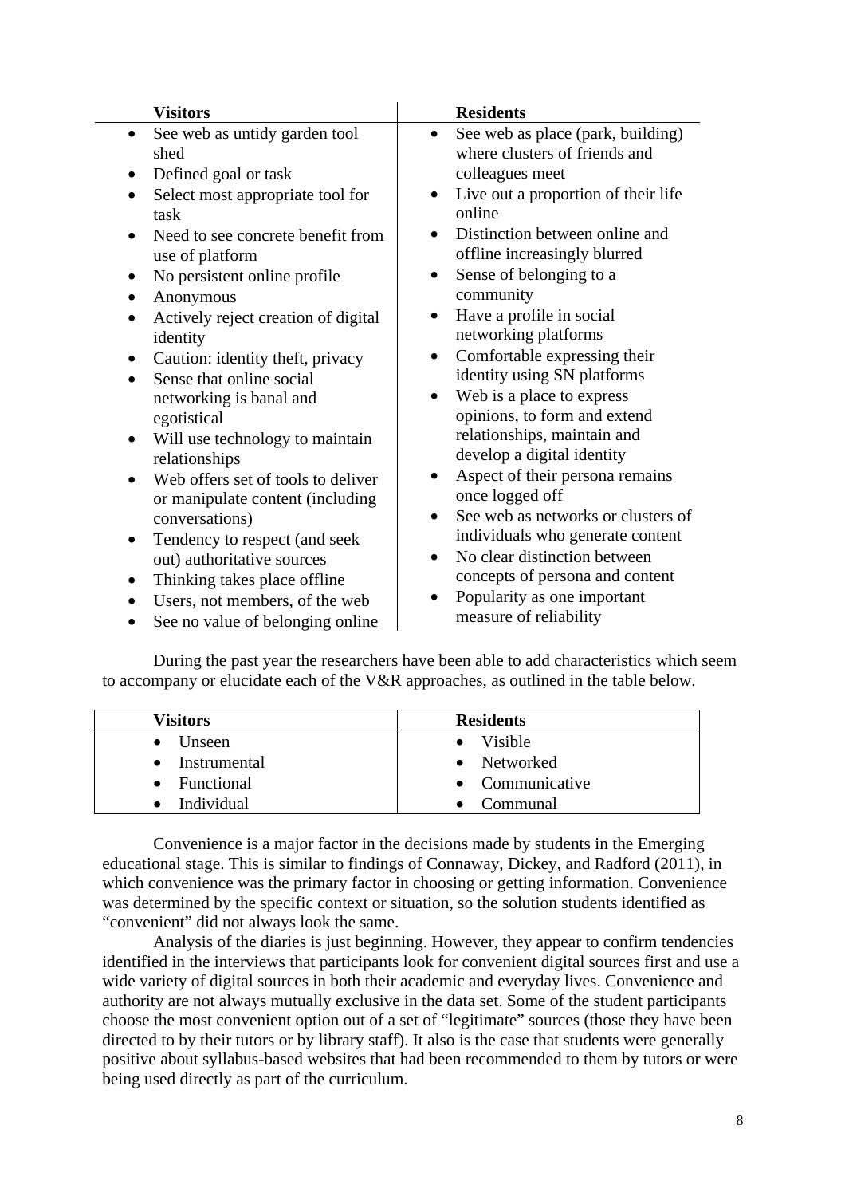| Visitors | Residents |
|---|---|
| • See web as untidy garden tool shed<br>• Defined goal or task<br>• Select most appropriate tool for task<br>• Need to see concrete benefit from use of platform<br>• No persistent online profile<br>• Anonymous<br>• Actively reject creation of digital identity<br>• Caution: identity theft, privacy<br>• Sense that online social networking is banal and egotistical<br>• Will use technology to maintain relationships<br>• Web offers set of tools to deliver or manipulate content (including conversations)<br>• Tendency to respect (and seek out) authoritative sources<br>• Thinking takes place offline<br>• Users, not members, of the web<br>• See no value of belonging online | • See web as place (park, building) where clusters of friends and colleagues meet<br>• Live out a proportion of their life online<br>• Distinction between online and offline increasingly blurred<br>• Sense of belonging to a community<br>• Have a profile in social networking platforms<br>• Comfortable expressing their identity using SN platforms<br>• Web is a place to express opinions, to form and extend relationships, maintain and develop a digital identity<br>• Aspect of their persona remains once logged off<br>• See web as networks or clusters of individuals who generate content<br>• No clear distinction between concepts of persona and content<br>• Popularity as one important measure of reliability |

During the past year the researchers have been able to add characteristics which seem to accompany or elucidate each of the V&R approaches, as outlined in the table below.

| Visitors | Residents |
|---|---|
| • Unseen<br>• Instrumental<br>• Functional<br>• Individual | • Visible<br>• Networked<br>• Communicative<br>• Communal |

Convenience is a major factor in the decisions made by students in the Emerging educational stage. This is similar to findings of Connaway, Dickey, and Radford (2011), in which convenience was the primary factor in choosing or getting information. Convenience was determined by the specific context or situation, so the solution students identified as "convenient" did not always look the same.

Analysis of the diaries is just beginning. However, they appear to confirm tendencies identified in the interviews that participants look for convenient digital sources first and use a wide variety of digital sources in both their academic and everyday lives. Convenience and authority are not always mutually exclusive in the data set. Some of the student participants choose the most convenient option out of a set of "legitimate" sources (those they have been directed to by their tutors or by library staff). It also is the case that students were generally positive about syllabus-based websites that had been recommended to them by tutors or were being used directly as part of the curriculum.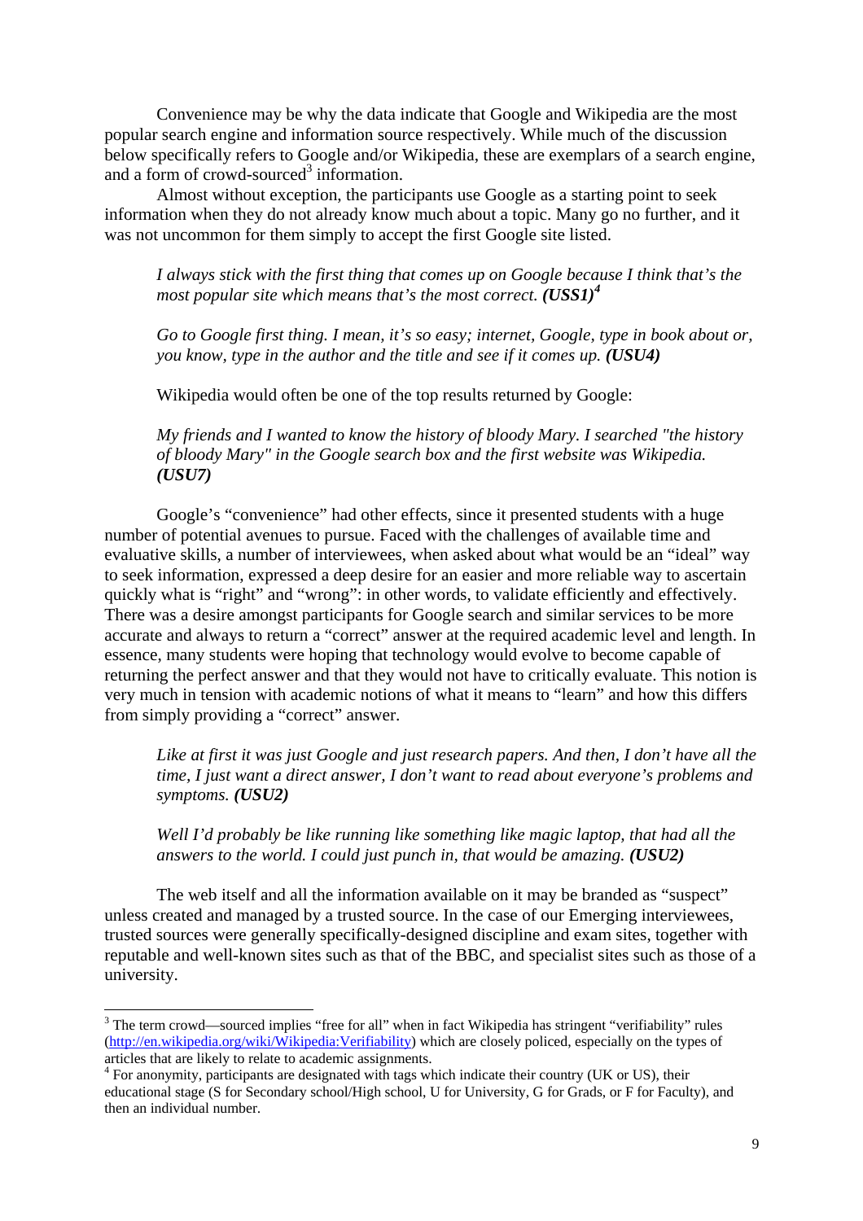Convenience may be why the data indicate that Google and Wikipedia are the most popular search engine and information source respectively. While much of the discussion below specifically refers to Google and/or Wikipedia, these are exemplars of a search engine, and a form of crowd-sourced[3] information.

Almost without exception, the participants use Google as a starting point to seek information when they do not already know much about a topic. Many go no further, and it was not uncommon for them simply to accept the first Google site listed.

> *I always stick with the first thing that comes up on Google because I think that's the most popular site which means that's the most correct.* ***(USS1)***[4]

> *Go to Google first thing. I mean, it's so easy; internet, Google, type in book about or, you know, type in the author and the title and see if it comes up.* ***(USU4)***

Wikipedia would often be one of the top results returned by Google:

> *My friends and I wanted to know the history of bloody Mary. I searched "the history of bloody Mary" in the Google search box and the first website was Wikipedia.* ***(USU7)***

Google's "convenience" had other effects, since it presented students with a huge number of potential avenues to pursue. Faced with the challenges of available time and evaluative skills, a number of interviewees, when asked about what would be an "ideal" way to seek information, expressed a deep desire for an easier and more reliable way to ascertain quickly what is "right" and "wrong": in other words, to validate efficiently and effectively. There was a desire amongst participants for Google search and similar services to be more accurate and always to return a "correct" answer at the required academic level and length. In essence, many students were hoping that technology would evolve to become capable of returning the perfect answer and that they would not have to critically evaluate. This notion is very much in tension with academic notions of what it means to "learn" and how this differs from simply providing a "correct" answer.

> *Like at first it was just Google and just research papers. And then, I don't have all the time, I just want a direct answer, I don't want to read about everyone's problems and symptoms.* ***(USU2)***

> *Well I'd probably be like running like something like magic laptop, that had all the answers to the world. I could just punch in, that would be amazing.* ***(USU2)***

The web itself and all the information available on it may be branded as "suspect" unless created and managed by a trusted source. In the case of our Emerging interviewees, trusted sources were generally specifically-designed discipline and exam sites, together with reputable and well-known sites such as that of the BBC, and specialist sites such as those of a university.

---

[3] The term crowd—sourced implies "free for all" when in fact Wikipedia has stringent "verifiability" rules (http://en.wikipedia.org/wiki/Wikipedia:Verifiability) which are closely policed, especially on the types of articles that are likely to relate to academic assignments.

[4] For anonymity, participants are designated with tags which indicate their country (UK or US), their educational stage (S for Secondary school/High school, U for University, G for Grads, or F for Faculty), and then an individual number.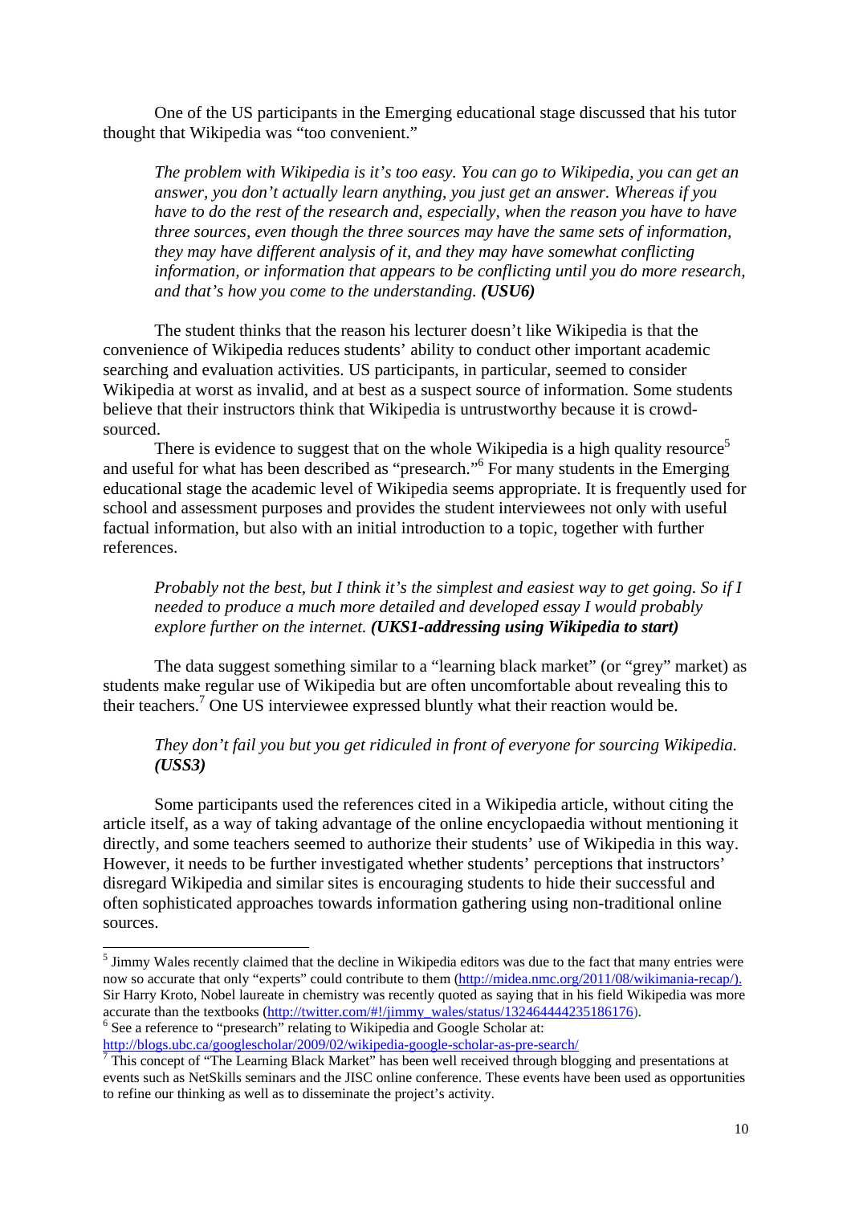One of the US participants in the Emerging educational stage discussed that his tutor thought that Wikipedia was "too convenient."

> *The problem with Wikipedia is it's too easy. You can go to Wikipedia, you can get an answer, you don't actually learn anything, you just get an answer. Whereas if you have to do the rest of the research and, especially, when the reason you have to have three sources, even though the three sources may have the same sets of information, they may have different analysis of it, and they may have somewhat conflicting information, or information that appears to be conflicting until you do more research, and that's how you come to the understanding.* ***(USU6)***

The student thinks that the reason his lecturer doesn't like Wikipedia is that the convenience of Wikipedia reduces students' ability to conduct other important academic searching and evaluation activities. US participants, in particular, seemed to consider Wikipedia at worst as invalid, and at best as a suspect source of information. Some students believe that their instructors think that Wikipedia is untrustworthy because it is crowd-sourced.

There is evidence to suggest that on the whole Wikipedia is a high quality resource[5] and useful for what has been described as "presearch."[6] For many students in the Emerging educational stage the academic level of Wikipedia seems appropriate. It is frequently used for school and assessment purposes and provides the student interviewees not only with useful factual information, but also with an initial introduction to a topic, together with further references.

> *Probably not the best, but I think it's the simplest and easiest way to get going. So if I needed to produce a much more detailed and developed essay I would probably explore further on the internet.* ***(UKS1-addressing using Wikipedia to start)***

The data suggest something similar to a "learning black market" (or "grey" market) as students make regular use of Wikipedia but are often uncomfortable about revealing this to their teachers.[7] One US interviewee expressed bluntly what their reaction would be.

> *They don't fail you but you get ridiculed in front of everyone for sourcing Wikipedia.* ***(USS3)***

Some participants used the references cited in a Wikipedia article, without citing the article itself, as a way of taking advantage of the online encyclopaedia without mentioning it directly, and some teachers seemed to authorize their students' use of Wikipedia in this way. However, it needs to be further investigated whether students' perceptions that instructors' disregard Wikipedia and similar sites is encouraging students to hide their successful and often sophisticated approaches towards information gathering using non-traditional online sources.

---

[5] Jimmy Wales recently claimed that the decline in Wikipedia editors was due to the fact that many entries were now so accurate that only "experts" could contribute to them (http://midea.nmc.org/2011/08/wikimania-recap/). Sir Harry Kroto, Nobel laureate in chemistry was recently quoted as saying that in his field Wikipedia was more accurate than the textbooks (http://twitter.com/#!/jimmy_wales/status/132464444235186176).

[6] See a reference to "presearch" relating to Wikipedia and Google Scholar at: http://blogs.ubc.ca/googlescholar/2009/02/wikipedia-google-scholar-as-pre-search/

[7] This concept of "The Learning Black Market" has been well received through blogging and presentations at events such as NetSkills seminars and the JISC online conference. These events have been used as opportunities to refine our thinking as well as to disseminate the project's activity.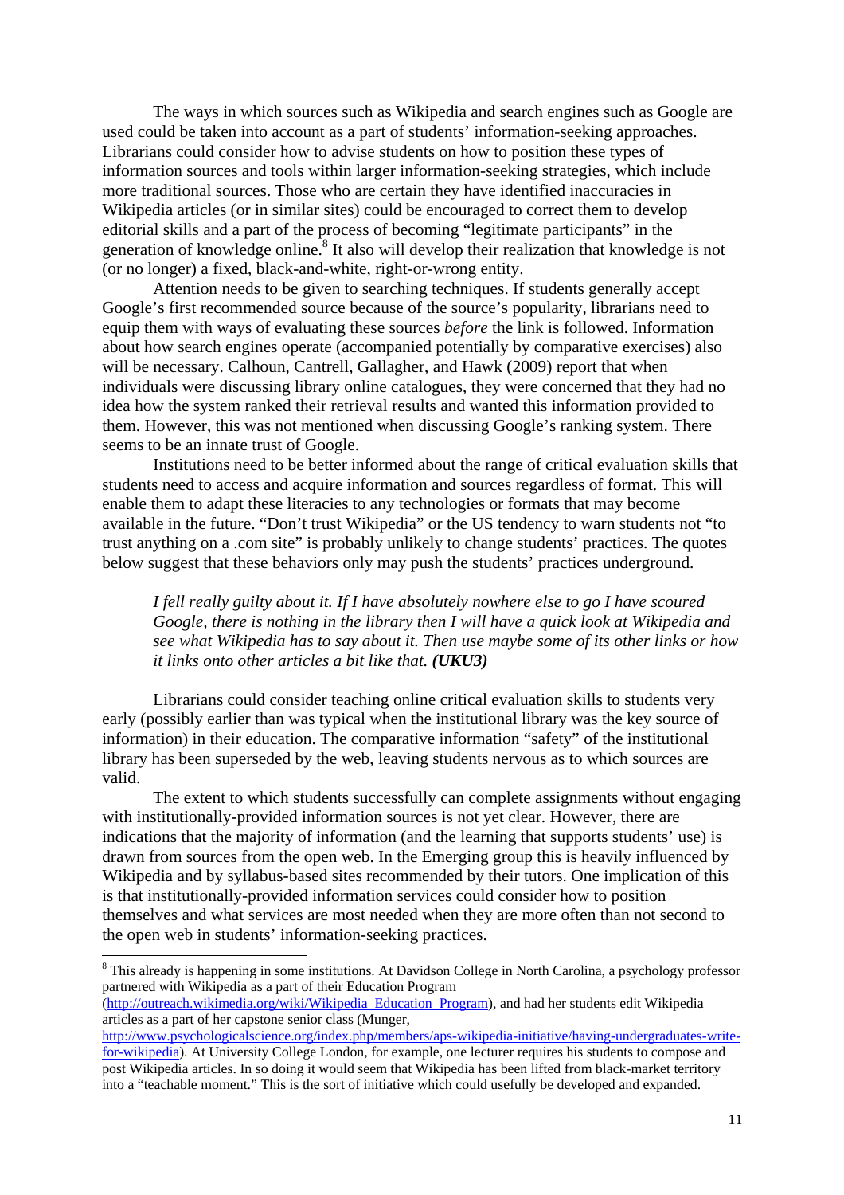The ways in which sources such as Wikipedia and search engines such as Google are used could be taken into account as a part of students' information-seeking approaches. Librarians could consider how to advise students on how to position these types of information sources and tools within larger information-seeking strategies, which include more traditional sources. Those who are certain they have identified inaccuracies in Wikipedia articles (or in similar sites) could be encouraged to correct them to develop editorial skills and a part of the process of becoming "legitimate participants" in the generation of knowledge online.[8] It also will develop their realization that knowledge is not (or no longer) a fixed, black-and-white, right-or-wrong entity.

Attention needs to be given to searching techniques. If students generally accept Google's first recommended source because of the source's popularity, librarians need to equip them with ways of evaluating these sources *before* the link is followed. Information about how search engines operate (accompanied potentially by comparative exercises) also will be necessary. Calhoun, Cantrell, Gallagher, and Hawk (2009) report that when individuals were discussing library online catalogues, they were concerned that they had no idea how the system ranked their retrieval results and wanted this information provided to them. However, this was not mentioned when discussing Google's ranking system. There seems to be an innate trust of Google.

Institutions need to be better informed about the range of critical evaluation skills that students need to access and acquire information and sources regardless of format. This will enable them to adapt these literacies to any technologies or formats that may become available in the future. "Don't trust Wikipedia" or the US tendency to warn students not "to trust anything on a .com site" is probably unlikely to change students' practices. The quotes below suggest that these behaviors only may push the students' practices underground.

> *I fell really guilty about it. If I have absolutely nowhere else to go I have scoured Google, there is nothing in the library then I will have a quick look at Wikipedia and see what Wikipedia has to say about it. Then use maybe some of its other links or how it links onto other articles a bit like that.* ***(UKU3)***

Librarians could consider teaching online critical evaluation skills to students very early (possibly earlier than was typical when the institutional library was the key source of information) in their education. The comparative information "safety" of the institutional library has been superseded by the web, leaving students nervous as to which sources are valid.

The extent to which students successfully can complete assignments without engaging with institutionally-provided information sources is not yet clear. However, there are indications that the majority of information (and the learning that supports students' use) is drawn from sources from the open web. In the Emerging group this is heavily influenced by Wikipedia and by syllabus-based sites recommended by their tutors. One implication of this is that institutionally-provided information services could consider how to position themselves and what services are most needed when they are more often than not second to the open web in students' information-seeking practices.

---

[8] This already is happening in some institutions. At Davidson College in North Carolina, a psychology professor partnered with Wikipedia as a part of their Education Program (http://outreach.wikimedia.org/wiki/Wikipedia_Education_Program), and had her students edit Wikipedia articles as a part of her capstone senior class (Munger, http://www.psychologicalscience.org/index.php/members/aps-wikipedia-initiative/having-undergraduates-write-for-wikipedia). At University College London, for example, one lecturer requires his students to compose and post Wikipedia articles. In so doing it would seem that Wikipedia has been lifted from black-market territory into a "teachable moment." This is the sort of initiative which could usefully be developed and expanded.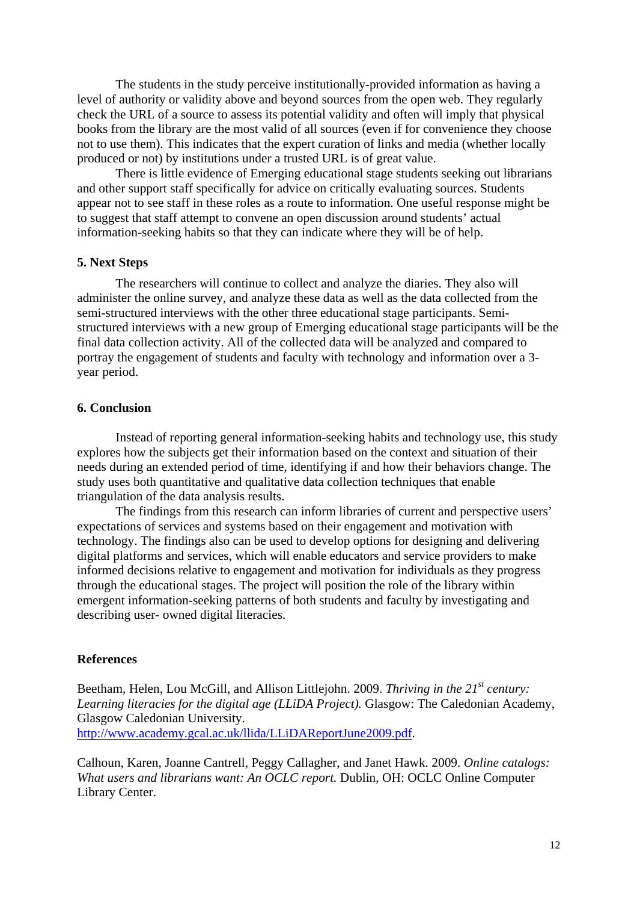The students in the study perceive institutionally-provided information as having a level of authority or validity above and beyond sources from the open web. They regularly check the URL of a source to assess its potential validity and often will imply that physical books from the library are the most valid of all sources (even if for convenience they choose not to use them). This indicates that the expert curation of links and media (whether locally produced or not) by institutions under a trusted URL is of great value.

There is little evidence of Emerging educational stage students seeking out librarians and other support staff specifically for advice on critically evaluating sources. Students appear not to see staff in these roles as a route to information. One useful response might be to suggest that staff attempt to convene an open discussion around students' actual information-seeking habits so that they can indicate where they will be of help.

## 5. Next Steps

The researchers will continue to collect and analyze the diaries. They also will administer the online survey, and analyze these data as well as the data collected from the semi-structured interviews with the other three educational stage participants. Semi-structured interviews with a new group of Emerging educational stage participants will be the final data collection activity. All of the collected data will be analyzed and compared to portray the engagement of students and faculty with technology and information over a 3-year period.

## 6. Conclusion

Instead of reporting general information-seeking habits and technology use, this study explores how the subjects get their information based on the context and situation of their needs during an extended period of time, identifying if and how their behaviors change. The study uses both quantitative and qualitative data collection techniques that enable triangulation of the data analysis results.

The findings from this research can inform libraries of current and perspective users' expectations of services and systems based on their engagement and motivation with technology. The findings also can be used to develop options for designing and delivering digital platforms and services, which will enable educators and service providers to make informed decisions relative to engagement and motivation for individuals as they progress through the educational stages. The project will position the role of the library within emergent information-seeking patterns of both students and faculty by investigating and describing user- owned digital literacies.

## References

Beetham, Helen, Lou McGill, and Allison Littlejohn. 2009. *Thriving in the 21st century: Learning literacies for the digital age (LLiDA Project).* Glasgow: The Caledonian Academy, Glasgow Caledonian University. http://www.academy.gcal.ac.uk/llida/LLiDAReportJune2009.pdf.

Calhoun, Karen, Joanne Cantrell, Peggy Callagher, and Janet Hawk. 2009. *Online catalogs: What users and librarians want: An OCLC report.* Dublin, OH: OCLC Online Computer Library Center.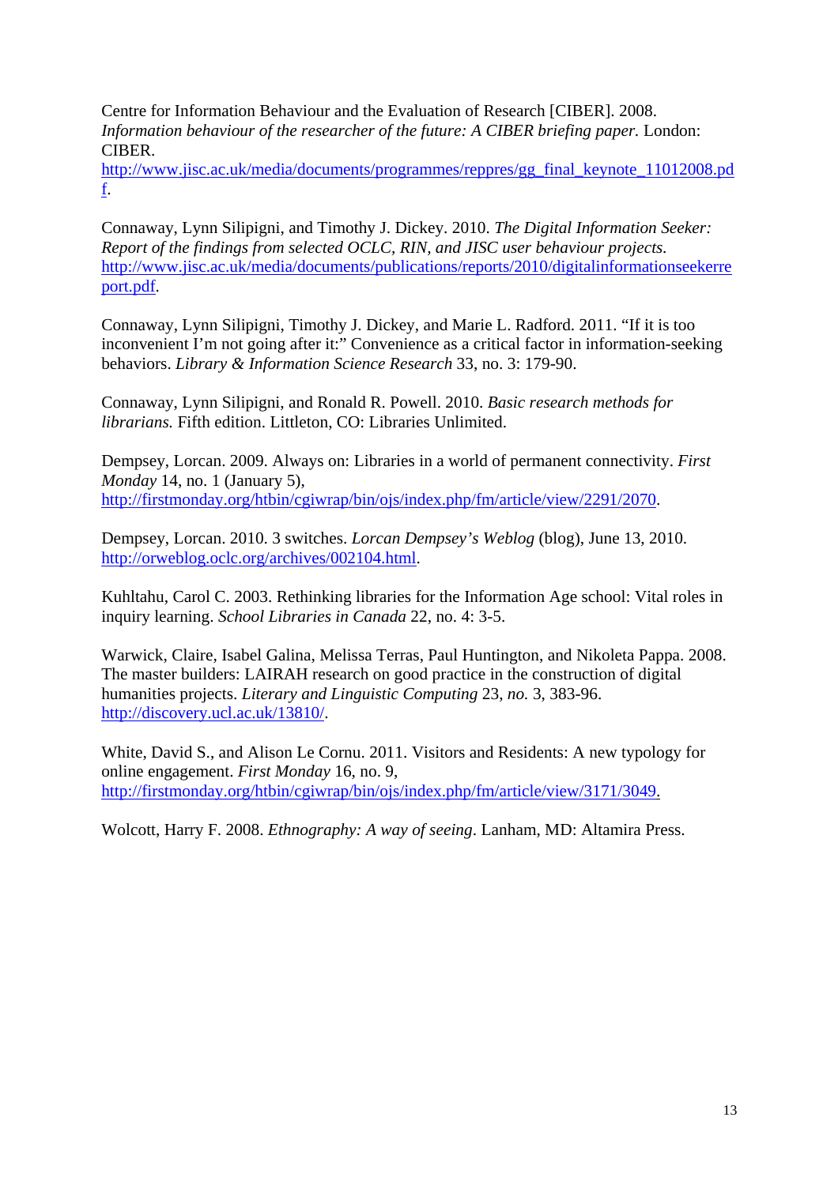Centre for Information Behaviour and the Evaluation of Research [CIBER]. 2008. *Information behaviour of the researcher of the future: A CIBER briefing paper.* London: CIBER. http://www.jisc.ac.uk/media/documents/programmes/reppres/gg_final_keynote_11012008.pdf.

Connaway, Lynn Silipigni, and Timothy J. Dickey. 2010. *The Digital Information Seeker: Report of the findings from selected OCLC, RIN, and JISC user behaviour projects.* http://www.jisc.ac.uk/media/documents/publications/reports/2010/digitalinformationseekerreport.pdf.

Connaway, Lynn Silipigni, Timothy J. Dickey, and Marie L. Radford. 2011. "If it is too inconvenient I'm not going after it:" Convenience as a critical factor in information-seeking behaviors. *Library & Information Science Research* 33, no. 3: 179-90.

Connaway, Lynn Silipigni, and Ronald R. Powell. 2010. *Basic research methods for librarians.* Fifth edition. Littleton, CO: Libraries Unlimited.

Dempsey, Lorcan. 2009. Always on: Libraries in a world of permanent connectivity. *First Monday* 14, no. 1 (January 5), http://firstmonday.org/htbin/cgiwrap/bin/ojs/index.php/fm/article/view/2291/2070.

Dempsey, Lorcan. 2010. 3 switches. *Lorcan Dempsey's Weblog* (blog), June 13, 2010. http://orweblog.oclc.org/archives/002104.html.

Kuhltahu, Carol C. 2003. Rethinking libraries for the Information Age school: Vital roles in inquiry learning. *School Libraries in Canada* 22, no. 4: 3-5.

Warwick, Claire, Isabel Galina, Melissa Terras, Paul Huntington, and Nikoleta Pappa. 2008. The master builders: LAIRAH research on good practice in the construction of digital humanities projects. *Literary and Linguistic Computing* 23, *no.* 3, 383-96. http://discovery.ucl.ac.uk/13810/.

White, David S., and Alison Le Cornu. 2011. Visitors and Residents: A new typology for online engagement. *First Monday* 16, no. 9, http://firstmonday.org/htbin/cgiwrap/bin/ojs/index.php/fm/article/view/3171/3049.

Wolcott, Harry F. 2008. *Ethnography: A way of seeing*. Lanham, MD: Altamira Press.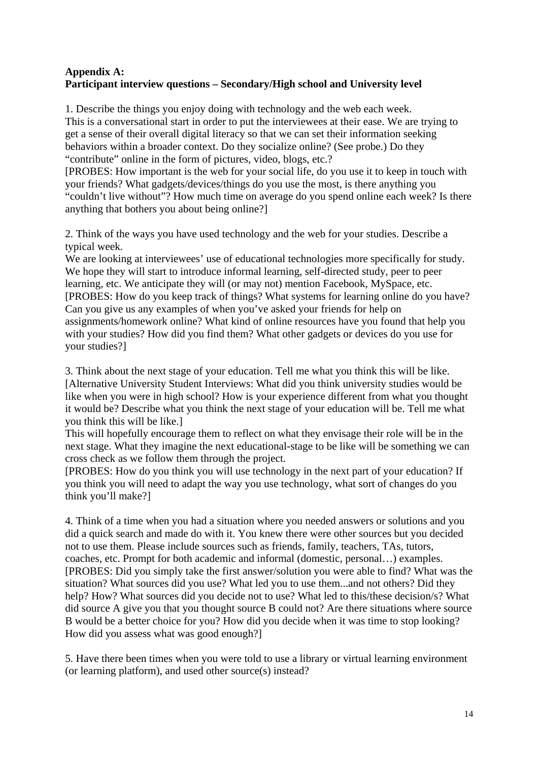**Appendix A:**
**Participant interview questions – Secondary/High school and University level**

1. Describe the things you enjoy doing with technology and the web each week.
This is a conversational start in order to put the interviewees at their ease. We are trying to get a sense of their overall digital literacy so that we can set their information seeking behaviors within a broader context. Do they socialize online? (See probe.) Do they "contribute" online in the form of pictures, video, blogs, etc.?
[PROBES: How important is the web for your social life, do you use it to keep in touch with your friends? What gadgets/devices/things do you use the most, is there anything you "couldn't live without"? How much time on average do you spend online each week? Is there anything that bothers you about being online?]

2. Think of the ways you have used technology and the web for your studies. Describe a typical week.
We are looking at interviewees' use of educational technologies more specifically for study. We hope they will start to introduce informal learning, self-directed study, peer to peer learning, etc. We anticipate they will (or may not) mention Facebook, MySpace, etc.
[PROBES: How do you keep track of things? What systems for learning online do you have? Can you give us any examples of when you've asked your friends for help on assignments/homework online? What kind of online resources have you found that help you with your studies? How did you find them? What other gadgets or devices do you use for your studies?]

3. Think about the next stage of your education. Tell me what you think this will be like.
[Alternative University Student Interviews: What did you think university studies would be like when you were in high school? How is your experience different from what you thought it would be? Describe what you think the next stage of your education will be. Tell me what you think this will be like.]
This will hopefully encourage them to reflect on what they envisage their role will be in the next stage. What they imagine the next educational-stage to be like will be something we can cross check as we follow them through the project.
[PROBES: How do you think you will use technology in the next part of your education? If you think you will need to adapt the way you use technology, what sort of changes do you think you'll make?]

4. Think of a time when you had a situation where you needed answers or solutions and you did a quick search and made do with it. You knew there were other sources but you decided not to use them. Please include sources such as friends, family, teachers, TAs, tutors, coaches, etc. Prompt for both academic and informal (domestic, personal…) examples.
[PROBES: Did you simply take the first answer/solution you were able to find? What was the situation? What sources did you use? What led you to use them...and not others? Did they help? How? What sources did you decide not to use? What led to this/these decision/s? What did source A give you that you thought source B could not? Are there situations where source B would be a better choice for you? How did you decide when it was time to stop looking? How did you assess what was good enough?]

5. Have there been times when you were told to use a library or virtual learning environment (or learning platform), and used other source(s) instead?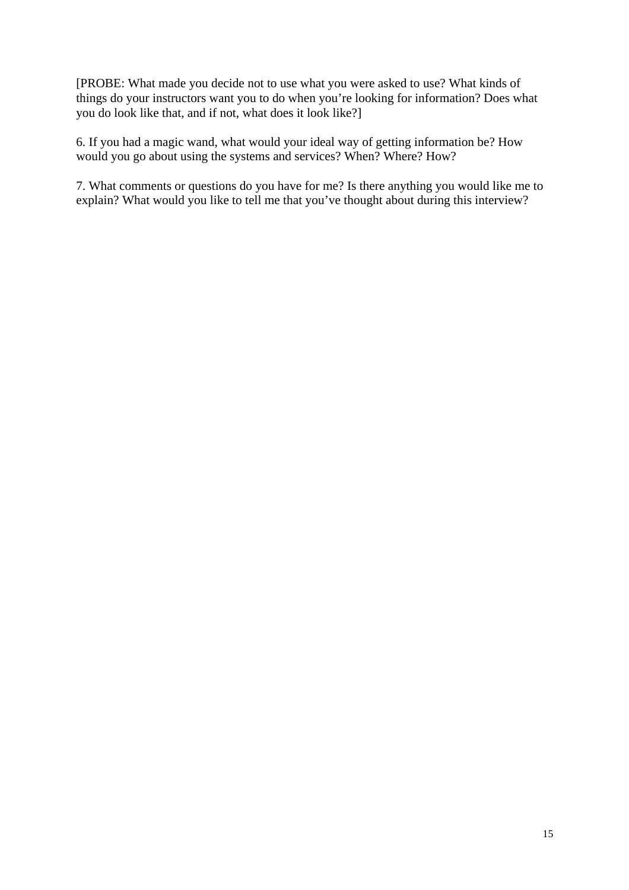[PROBE: What made you decide not to use what you were asked to use? What kinds of things do your instructors want you to do when you're looking for information? Does what you do look like that, and if not, what does it look like?]

6. If you had a magic wand, what would your ideal way of getting information be? How would you go about using the systems and services? When? Where? How?

7. What comments or questions do you have for me? Is there anything you would like me to explain? What would you like to tell me that you've thought about during this interview?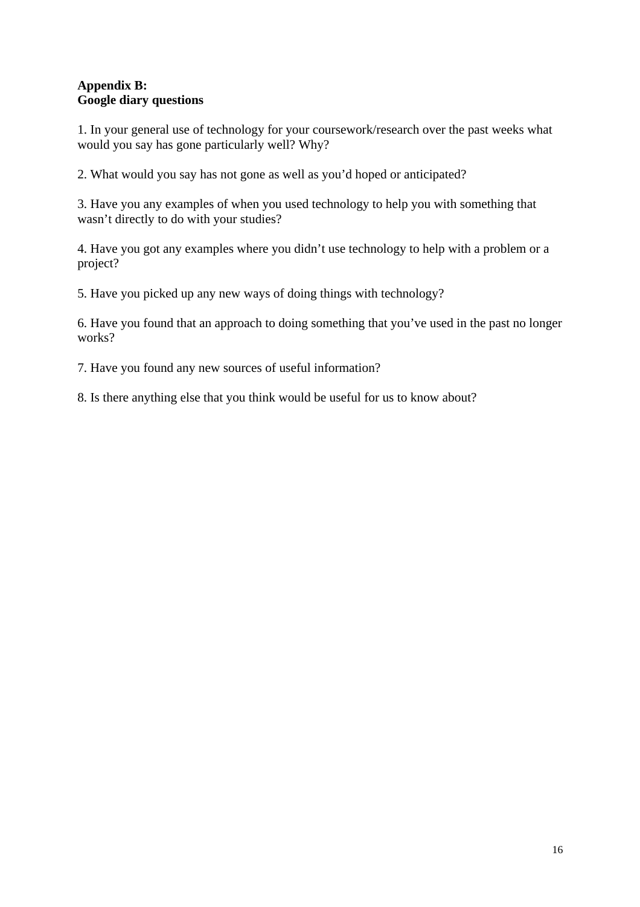**Appendix B:**
**Google diary questions**

1. In your general use of technology for your coursework/research over the past weeks what would you say has gone particularly well? Why?

2. What would you say has not gone as well as you'd hoped or anticipated?

3. Have you any examples of when you used technology to help you with something that wasn't directly to do with your studies?

4. Have you got any examples where you didn't use technology to help with a problem or a project?

5. Have you picked up any new ways of doing things with technology?

6. Have you found that an approach to doing something that you've used in the past no longer works?

7. Have you found any new sources of useful information?

8. Is there anything else that you think would be useful for us to know about?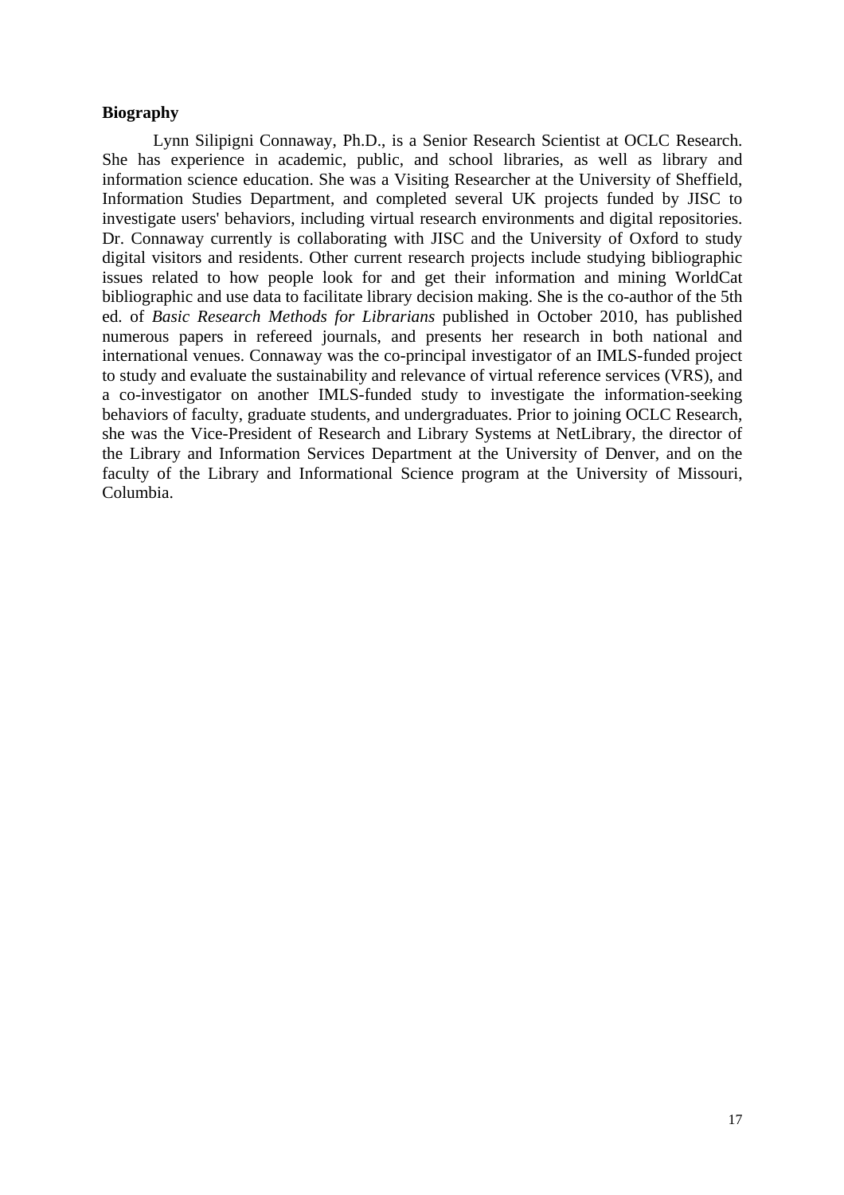**Biography**

Lynn Silipigni Connaway, Ph.D., is a Senior Research Scientist at OCLC Research. She has experience in academic, public, and school libraries, as well as library and information science education. She was a Visiting Researcher at the University of Sheffield, Information Studies Department, and completed several UK projects funded by JISC to investigate users' behaviors, including virtual research environments and digital repositories. Dr. Connaway currently is collaborating with JISC and the University of Oxford to study digital visitors and residents. Other current research projects include studying bibliographic issues related to how people look for and get their information and mining WorldCat bibliographic and use data to facilitate library decision making. She is the co-author of the 5th ed. of *Basic Research Methods for Librarians* published in October 2010, has published numerous papers in refereed journals, and presents her research in both national and international venues. Connaway was the co-principal investigator of an IMLS-funded project to study and evaluate the sustainability and relevance of virtual reference services (VRS), and a co-investigator on another IMLS-funded study to investigate the information-seeking behaviors of faculty, graduate students, and undergraduates. Prior to joining OCLC Research, she was the Vice-President of Research and Library Systems at NetLibrary, the director of the Library and Information Services Department at the University of Denver, and on the faculty of the Library and Informational Science program at the University of Missouri, Columbia.